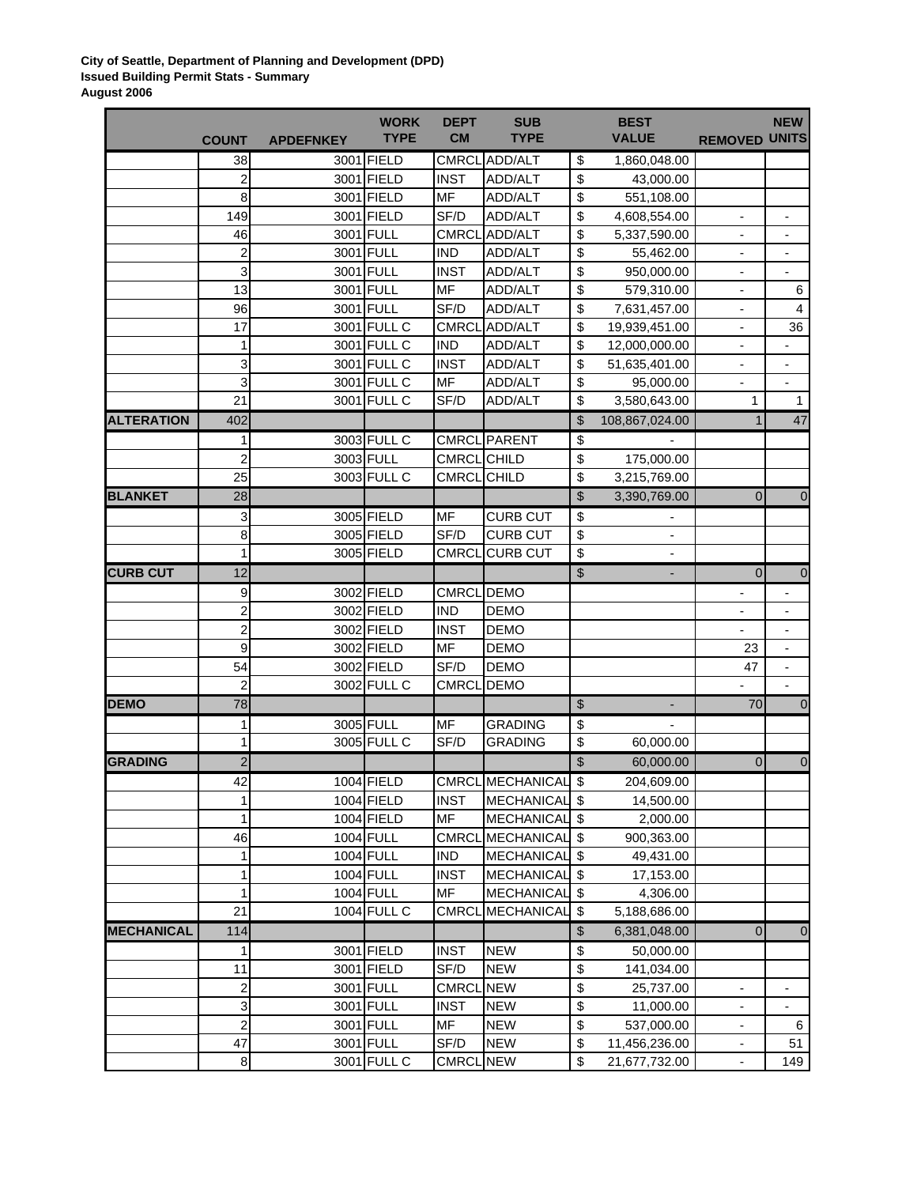**City of Seattle, Department of Planning and Development (DPD)**
**Issued Building Permit Stats - Summary**
**August 2006**

| | COUNT | APDEFNKEY | WORK TYPE | DEPT CM | SUB TYPE | BEST VALUE | REMOVED | NEW UNITS |
|---|---|---|---|---|---|---|---|---|
| | 38 | 3001 | FIELD | CMRCL | ADD/ALT | $ 1,860,048.00 | | |
| | 2 | 3001 | FIELD | INST | ADD/ALT | $ 43,000.00 | | |
| | 8 | 3001 | FIELD | MF | ADD/ALT | $ 551,108.00 | | |
| | 149 | 3001 | FIELD | SF/D | ADD/ALT | $ 4,608,554.00 | - | - |
| | 46 | 3001 | FULL | CMRCL | ADD/ALT | $ 5,337,590.00 | - | - |
| | 2 | 3001 | FULL | IND | ADD/ALT | $ 55,462.00 | - | - |
| | 3 | 3001 | FULL | INST | ADD/ALT | $ 950,000.00 | - | - |
| | 13 | 3001 | FULL | MF | ADD/ALT | $ 579,310.00 | - | 6 |
| | 96 | 3001 | FULL | SF/D | ADD/ALT | $ 7,631,457.00 | - | 4 |
| | 17 | 3001 | FULL C | CMRCL | ADD/ALT | $ 19,939,451.00 | - | 36 |
| | 1 | 3001 | FULL C | IND | ADD/ALT | $ 12,000,000.00 | - | - |
| | 3 | 3001 | FULL C | INST | ADD/ALT | $ 51,635,401.00 | - | - |
| | 3 | 3001 | FULL C | MF | ADD/ALT | $ 95,000.00 | - | - |
| | 21 | 3001 | FULL C | SF/D | ADD/ALT | $ 3,580,643.00 | 1 | 1 |
| **ALTERATION** | 402 | | | | | $ 108,867,024.00 | 1 | 47 |
| | 1 | 3003 | FULL C | CMRCL | PARENT | $ - | | |
| | 2 | 3003 | FULL | CMRCL | CHILD | $ 175,000.00 | | |
| | 25 | 3003 | FULL C | CMRCL | CHILD | $ 3,215,769.00 | | |
| **BLANKET** | 28 | | | | | $ 3,390,769.00 | 0 | 0 |
| | 3 | 3005 | FIELD | MF | CURB CUT | $ - | | |
| | 8 | 3005 | FIELD | SF/D | CURB CUT | $ - | | |
| | 1 | 3005 | FIELD | CMRCL | CURB CUT | $ - | | |
| **CURB CUT** | 12 | | | | | $ - | 0 | 0 |
| | 9 | 3002 | FIELD | CMRCL | DEMO | | - | - |
| | 2 | 3002 | FIELD | IND | DEMO | | - | - |
| | 2 | 3002 | FIELD | INST | DEMO | | - | - |
| | 9 | 3002 | FIELD | MF | DEMO | | 23 | - |
| | 54 | 3002 | FIELD | SF/D | DEMO | | 47 | - |
| | 2 | 3002 | FULL C | CMRCL | DEMO | | - | - |
| **DEMO** | 78 | | | | | $ - | 70 | 0 |
| | 1 | 3005 | FULL | MF | GRADING | $ - | | |
| | 1 | 3005 | FULL C | SF/D | GRADING | $ 60,000.00 | | |
| **GRADING** | 2 | | | | | $ 60,000.00 | 0 | 0 |
| | 42 | 1004 | FIELD | CMRCL | MECHANICAL | $ 204,609.00 | | |
| | 1 | 1004 | FIELD | INST | MECHANICAL | $ 14,500.00 | | |
| | 1 | 1004 | FIELD | MF | MECHANICAL | $ 2,000.00 | | |
| | 46 | 1004 | FULL | CMRCL | MECHANICAL | $ 900,363.00 | | |
| | 1 | 1004 | FULL | IND | MECHANICAL | $ 49,431.00 | | |
| | 1 | 1004 | FULL | INST | MECHANICAL | $ 17,153.00 | | |
| | 1 | 1004 | FULL | MF | MECHANICAL | $ 4,306.00 | | |
| | 21 | 1004 | FULL C | CMRCL | MECHANICAL | $ 5,188,686.00 | | |
| **MECHANICAL** | 114 | | | | | $ 6,381,048.00 | 0 | 0 |
| | 1 | 3001 | FIELD | INST | NEW | $ 50,000.00 | | |
| | 11 | 3001 | FIELD | SF/D | NEW | $ 141,034.00 | | |
| | 2 | 3001 | FULL | CMRCL | NEW | $ 25,737.00 | - | - |
| | 3 | 3001 | FULL | INST | NEW | $ 11,000.00 | - | - |
| | 2 | 3001 | FULL | MF | NEW | $ 537,000.00 | - | 6 |
| | 47 | 3001 | FULL | SF/D | NEW | $ 11,456,236.00 | - | 51 |
| | 8 | 3001 | FULL C | CMRCL | NEW | $ 21,677,732.00 | - | 149 |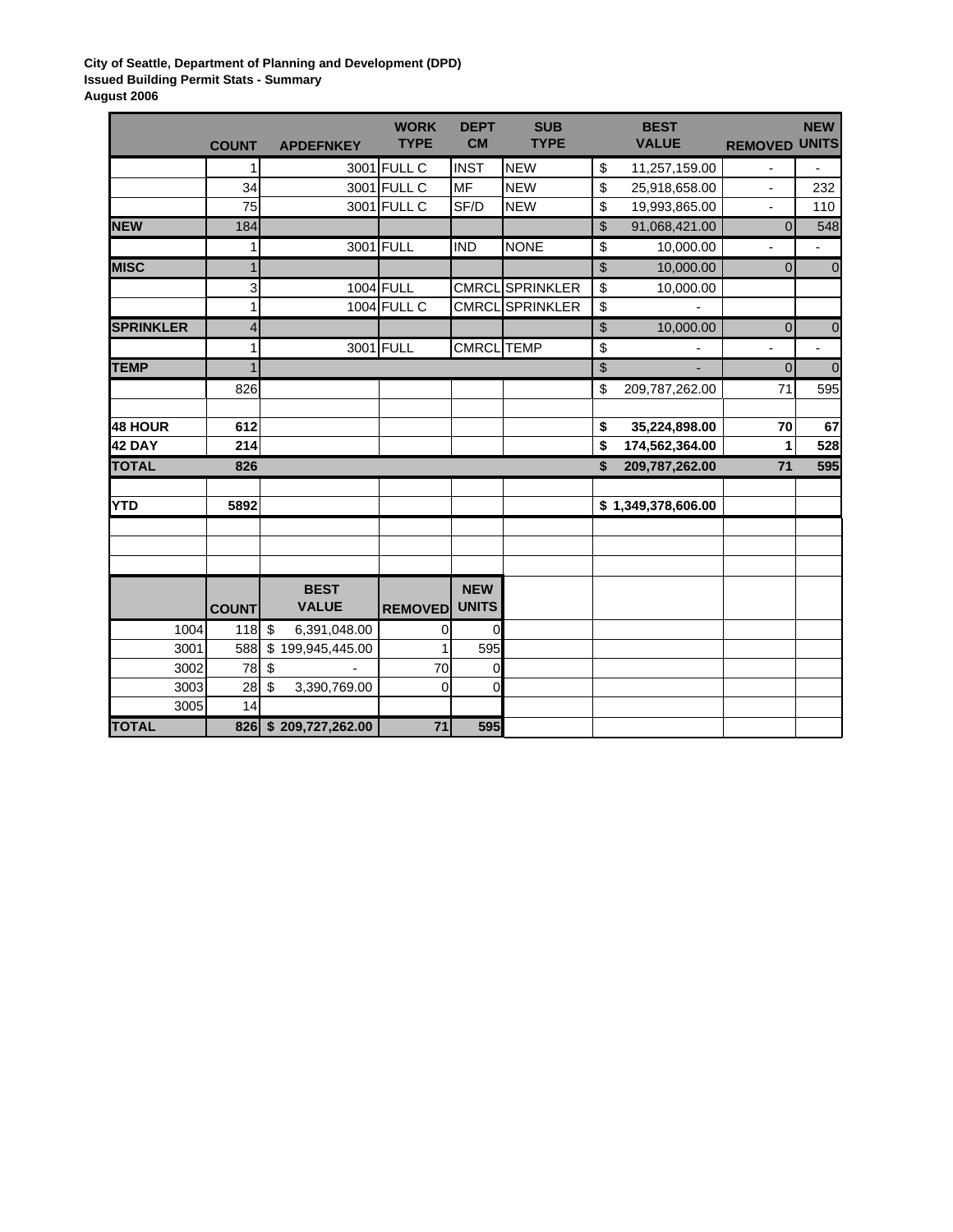**City of Seattle, Department of Planning and Development (DPD)**
**Issued Building Permit Stats - Summary**
**August 2006**

| | COUNT | APDEFNKEY | WORK TYPE | DEPT CM | SUB TYPE | BEST VALUE | REMOVED | NEW UNITS |
|---|---|---|---|---|---|---|---|---|
| | 1 | 3001 | FULL C | INST | NEW | $ 11,257,159.00 | - | - |
| | 34 | 3001 | FULL C | MF | NEW | $ 25,918,658.00 | - | 232 |
| | 75 | 3001 | FULL C | SF/D | NEW | $ 19,993,865.00 | - | 110 |
| **NEW** | 184 | | | | | $ 91,068,421.00 | 0 | 548 |
| | 1 | 3001 | FULL | IND | NONE | $ 10,000.00 | - | - |
| **MISC** | 1 | | | | | $ 10,000.00 | 0 | 0 |
| | 3 | 1004 | FULL | CMRCL | SPRINKLER | $ 10,000.00 | | |
| | 1 | 1004 | FULL C | CMRCL | SPRINKLER | $ - | | |
| **SPRINKLER** | 4 | | | | | $ 10,000.00 | 0 | 0 |
| | 1 | 3001 | FULL | CMRCL | TEMP | $ - | - | - |
| **TEMP** | 1 | | | | | $ - | 0 | 0 |
| | 826 | | | | | $ 209,787,262.00 | 71 | 595 |
| | | | | | | | | |
| **48 HOUR** | **612** | | | | | **$ 35,224,898.00** | **70** | **67** |
| **42 DAY** | **214** | | | | | **$ 174,562,364.00** | **1** | **528** |
| **TOTAL** | **826** | | | | | **$ 209,787,262.00** | **71** | **595** |
| | | | | | | | | |
| **YTD** | **5892** | | | | | **$ 1,349,378,606.00** | | |

| | COUNT | BEST VALUE | REMOVED | NEW UNITS |
|---|---|---|---|---|
| 1004 | 118 | $ 6,391,048.00 | 0 | 0 |
| 3001 | 588 | $ 199,945,445.00 | 1 | 595 |
| 3002 | 78 | $ - | 70 | 0 |
| 3003 | 28 | $ 3,390,769.00 | 0 | 0 |
| 3005 | 14 | | | |
| **TOTAL** | **826** | **$ 209,727,262.00** | **71** | **595** |